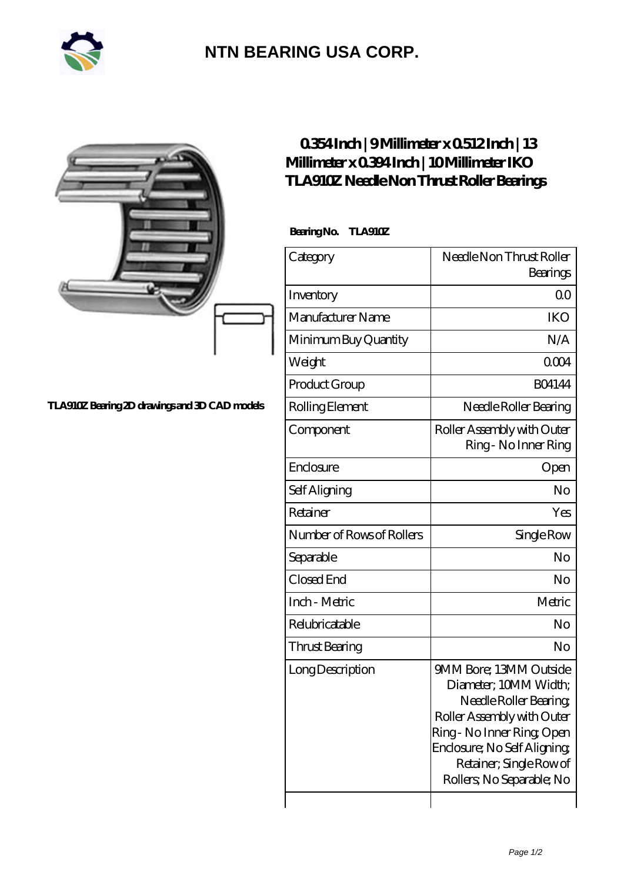# NTN BEARING USA CORP.

TLA910Z Bearing 2D drawings and 3D CAD models

## 0.354 Inch | 9 Millimeter x 0.512 Inch | 13 Millimeter x 0.394 Inch | 10 Millimeter IKO TLA910Z Needle Non Thrust Roller Bearings

**Bearing No. TLA910Z**

| Category | Needle Non Thrust Roller Bearings |
|---|---|
| Inventory | 0.0 |
| Manufacturer Name | IKO |
| Minimum Buy Quantity | N/A |
| Weight | 0.004 |
| Product Group | B04144 |
| Rolling Element | Needle Roller Bearing |
| Component | Roller Assembly with Outer Ring - No Inner Ring |
| Enclosure | Open |
| Self Aligning | No |
| Retainer | Yes |
| Number of Rows of Rollers | Single Row |
| Separable | No |
| Closed End | No |
| Inch - Metric | Metric |
| Relubricatable | No |
| Thrust Bearing | No |
| Long Description | 9MM Bore; 13MM Outside Diameter; 10MM Width; Needle Roller Bearing; Roller Assembly with Outer Ring - No Inner Ring; Open Enclosure; No Self Aligning; Retainer; Single Row of Rollers; No Separable; No |
| | |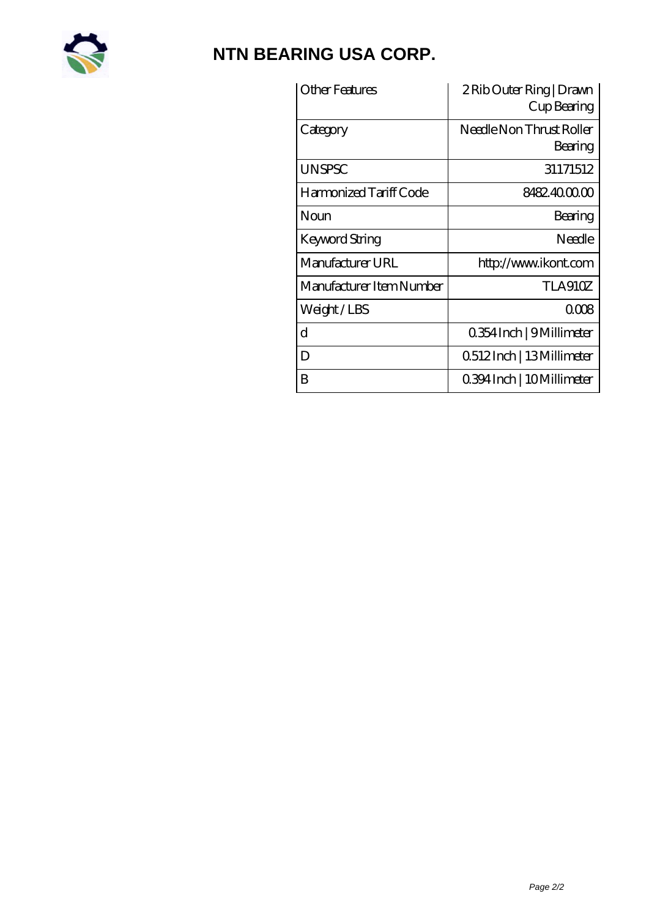# NTN BEARING USA CORP.

| | |
|---|---|
| Other Features | 2 Rib Outer Ring \| Drawn Cup Bearing |
| Category | Needle Non Thrust Roller Bearing |
| UNSPSC | 31171512 |
| Harmonized Tariff Code | 8482.40.00.00 |
| Noun | Bearing |
| Keyword String | Needle |
| Manufacturer URL | http://www.ikont.com |
| Manufacturer Item Number | TLA910Z |
| Weight / LBS | 0.008 |
| d | 0.354 Inch \| 9 Millimeter |
| D | 0.512 Inch \| 13 Millimeter |
| B | 0.394 Inch \| 10 Millimeter |